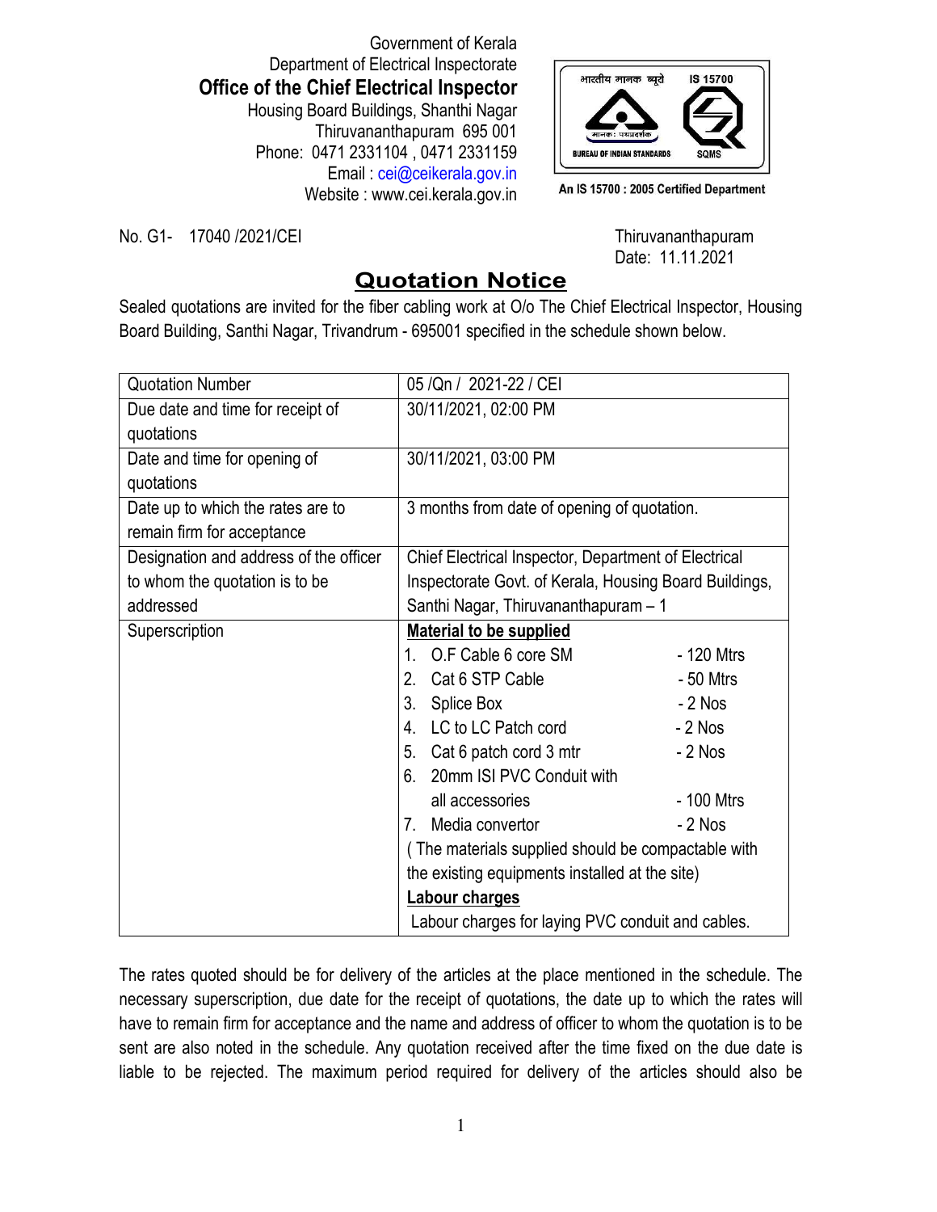Government of Kerala
Department of Electrical Inspectorate
**Office of the Chief Electrical Inspector**
Housing Board Buildings, Shanthi Nagar
Thiruvananthapuram 695 001
Phone: 0471 2331104 , 0471 2331159
Email : cei@ceikerala.gov.in
Website : www.cei.kerala.gov.in

भारतीय मानक ब्यूरो IS 15700 BUREAU OF INDIAN STANDARDS SQMS

**An IS 15700 : 2005 Certified Department**

No. G1- 17040 /2021/CEI

Thiruvananthapuram
Date: 11.11.2021

# Quotation Notice

Sealed quotations are invited for the fiber cabling work at O/o The Chief Electrical Inspector, Housing Board Building, Santhi Nagar, Trivandrum - 695001 specified in the schedule shown below.

| | |
|---|---|
| Quotation Number | 05 /Qn / 2021-22 / CEI |
| Due date and time for receipt of quotations | 30/11/2021, 02:00 PM |
| Date and time for opening of quotations | 30/11/2021, 03:00 PM |
| Date up to which the rates are to remain firm for acceptance | 3 months from date of opening of quotation. |
| Designation and address of the officer to whom the quotation is to be addressed | Chief Electrical Inspector, Department of Electrical Inspectorate Govt. of Kerala, Housing Board Buildings, Santhi Nagar, Thiruvananthapuram – 1 |
| Superscription | **Material to be supplied**<br>1. O.F Cable 6 core SM - 120 Mtrs<br>2. Cat 6 STP Cable - 50 Mtrs<br>3. Splice Box - 2 Nos<br>4. LC to LC Patch cord - 2 Nos<br>5. Cat 6 patch cord 3 mtr - 2 Nos<br>6. 20mm ISI PVC Conduit with all accessories - 100 Mtrs<br>7. Media convertor - 2 Nos<br>( The materials supplied should be compactable with the existing equipments installed at the site)<br>**Labour charges**<br>Labour charges for laying PVC conduit and cables. |

The rates quoted should be for delivery of the articles at the place mentioned in the schedule. The necessary superscription, due date for the receipt of quotations, the date up to which the rates will have to remain firm for acceptance and the name and address of officer to whom the quotation is to be sent are also noted in the schedule. Any quotation received after the time fixed on the due date is liable to be rejected. The maximum period required for delivery of the articles should also be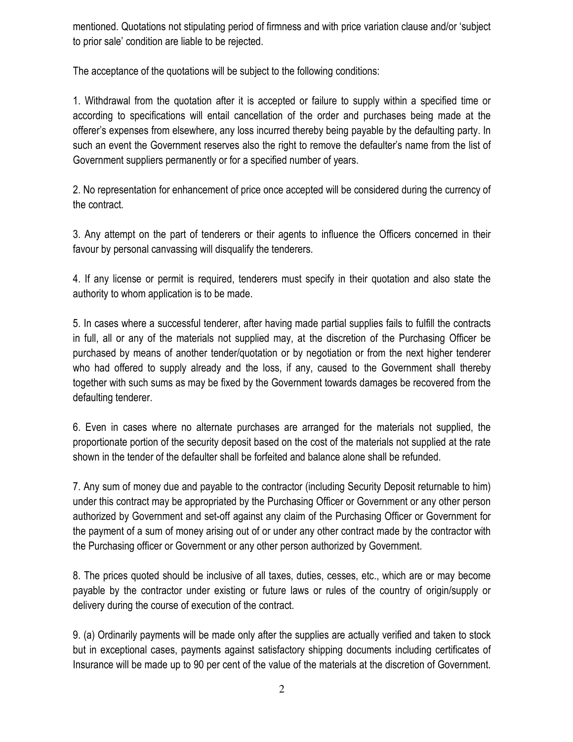mentioned. Quotations not stipulating period of firmness and with price variation clause and/or 'subject to prior sale' condition are liable to be rejected.

The acceptance of the quotations will be subject to the following conditions:

1. Withdrawal from the quotation after it is accepted or failure to supply within a specified time or according to specifications will entail cancellation of the order and purchases being made at the offerer's expenses from elsewhere, any loss incurred thereby being payable by the defaulting party. In such an event the Government reserves also the right to remove the defaulter's name from the list of Government suppliers permanently or for a specified number of years.

2. No representation for enhancement of price once accepted will be considered during the currency of the contract.

3. Any attempt on the part of tenderers or their agents to influence the Officers concerned in their favour by personal canvassing will disqualify the tenderers.

4. If any license or permit is required, tenderers must specify in their quotation and also state the authority to whom application is to be made.

5. In cases where a successful tenderer, after having made partial supplies fails to fulfill the contracts in full, all or any of the materials not supplied may, at the discretion of the Purchasing Officer be purchased by means of another tender/quotation or by negotiation or from the next higher tenderer who had offered to supply already and the loss, if any, caused to the Government shall thereby together with such sums as may be fixed by the Government towards damages be recovered from the defaulting tenderer.

6. Even in cases where no alternate purchases are arranged for the materials not supplied, the proportionate portion of the security deposit based on the cost of the materials not supplied at the rate shown in the tender of the defaulter shall be forfeited and balance alone shall be refunded.

7. Any sum of money due and payable to the contractor (including Security Deposit returnable to him) under this contract may be appropriated by the Purchasing Officer or Government or any other person authorized by Government and set-off against any claim of the Purchasing Officer or Government for the payment of a sum of money arising out of or under any other contract made by the contractor with the Purchasing officer or Government or any other person authorized by Government.

8. The prices quoted should be inclusive of all taxes, duties, cesses, etc., which are or may become payable by the contractor under existing or future laws or rules of the country of origin/supply or delivery during the course of execution of the contract.

9. (a) Ordinarily payments will be made only after the supplies are actually verified and taken to stock but in exceptional cases, payments against satisfactory shipping documents including certificates of Insurance will be made up to 90 per cent of the value of the materials at the discretion of Government.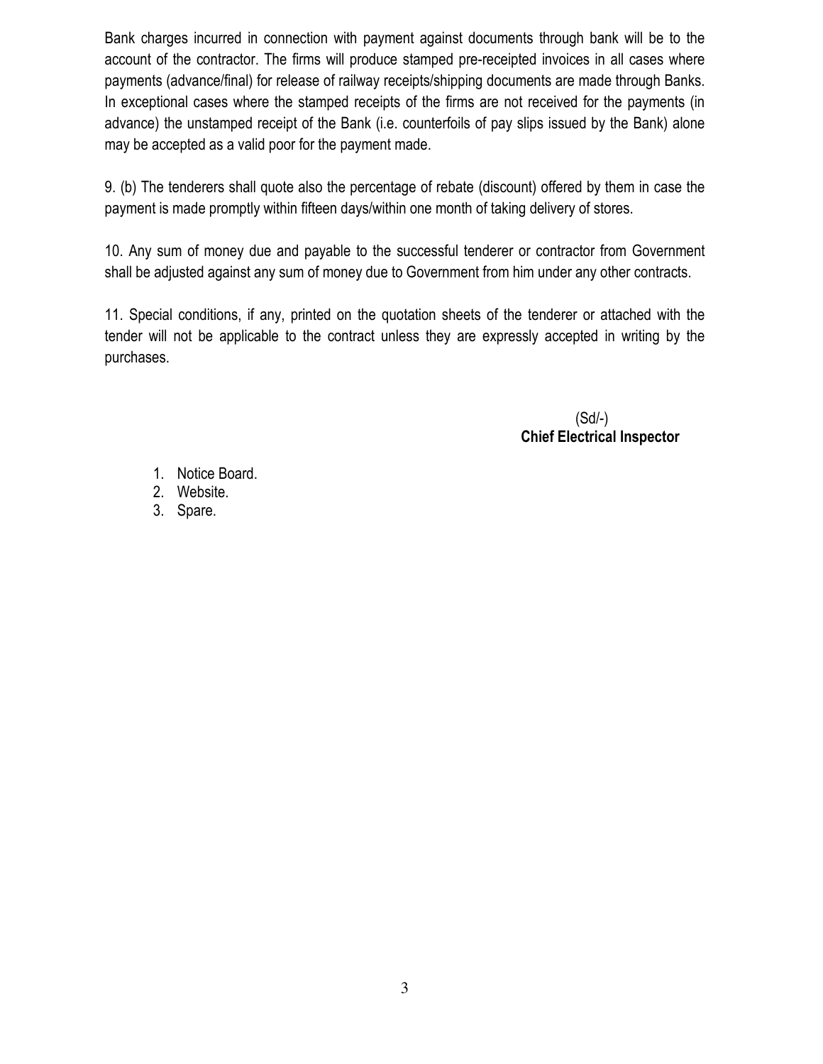Bank charges incurred in connection with payment against documents through bank will be to the account of the contractor. The firms will produce stamped pre-receipted invoices in all cases where payments (advance/final) for release of railway receipts/shipping documents are made through Banks. In exceptional cases where the stamped receipts of the firms are not received for the payments (in advance) the unstamped receipt of the Bank (i.e. counterfoils of pay slips issued by the Bank) alone may be accepted as a valid poor for the payment made.

9. (b) The tenderers shall quote also the percentage of rebate (discount) offered by them in case the payment is made promptly within fifteen days/within one month of taking delivery of stores.

10. Any sum of money due and payable to the successful tenderer or contractor from Government shall be adjusted against any sum of money due to Government from him under any other contracts.

11. Special conditions, if any, printed on the quotation sheets of the tenderer or attached with the tender will not be applicable to the contract unless they are expressly accepted in writing by the purchases.

(Sd/-)
**Chief Electrical Inspector**

1. Notice Board.
2. Website.
3. Spare.